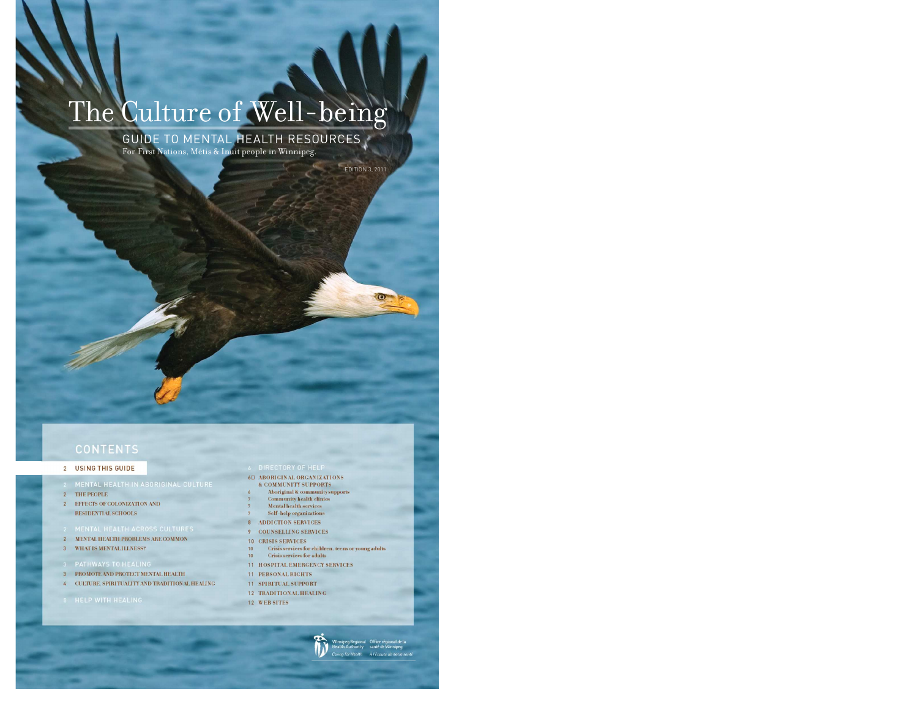# The Culture of Well-being

## GUIDE TO MENTAL HEALTH RESOURCES

For First Nations, Métis & Inuit people in Winnipeg.

EDITION 3, 2011

## CONTENTS

2 USING THIS GUIDE

2 MENTAL HEALTH IN ABORIGINAL CULTURE
2 THE PEOPLE
2 EFFECTS OF COLONIZATION AND RESIDENTIAL SCHOOLS

2 MENTAL HEALTH ACROSS CULTURES
2 MENTAL HEALTH PROBLEMS ARE COMMON
3 WHAT IS MENTAL ILLNESS?

3 PATHWAYS TO HEALING
3 PROMOTE AND PROTECT MENTAL HEALTH
4 CULTURE, SPIRITUALITY AND TRADITIONAL HEALING

5 HELP WITH HEALING

6 DIRECTORY OF HELP
6 ABORIGINAL ORGANIZATIONS & COMMUNITY SUPPORTS
6 Aboriginal & community supports
7 Community health clinics
7 Mental health services
7 Self-help organizations
8 ADDICTION SERVICES
9 COUNSELLING SERVICES
10 CRISIS SERVICES
10 Crisis services for children, teens or young adults
10 Crisis services for adults
11 HOSPITAL EMERGENCY SERVICES
11 PERSONAL RIGHTS
11 SPIRITUAL SUPPORT
12 TRADITIONAL HEALING
12 WEB SITES

Winnipeg Regional Health Authority | Office régional de la santé de Winnipeg
Caring for Health | À l'écoute de notre santé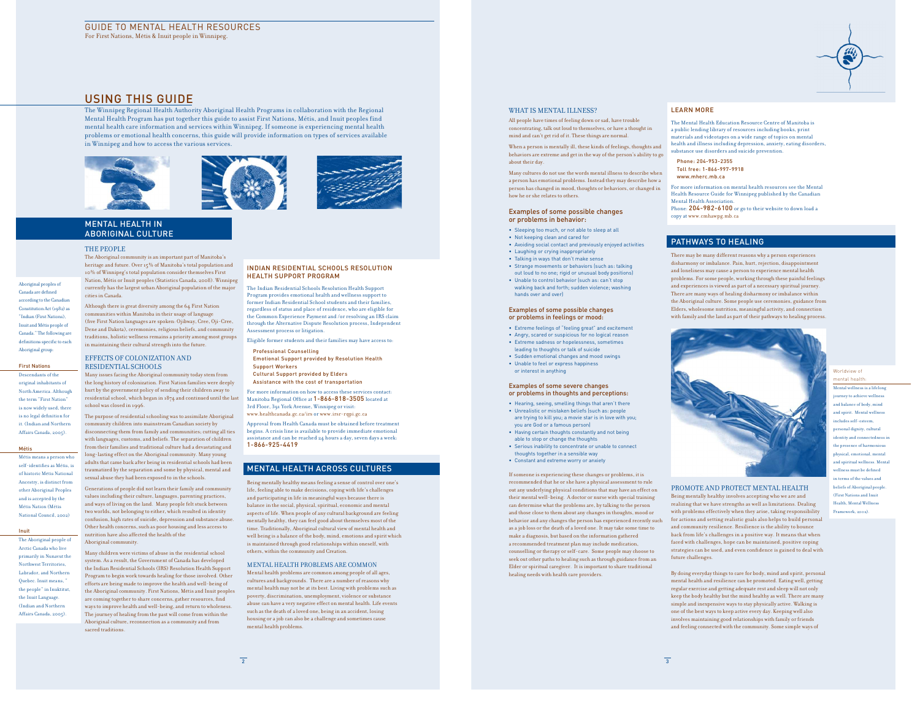# USING THIS GUIDE

The Winnipeg Regional Health Authority Aboriginal Health Programs in collaboration with the Regional Mental Health Program has put together this guide to assist First Nations, Métis, and Inuit peoples find mental health care information and services within Winnipeg. If someone is experiencing mental health problems or emotional health concerns, this guide will provide information on types of services available in Winnipeg and how to access the various services.

## MENTAL HEALTH IN ABORIGINAL CULTURE

### THE PEOPLE

The Aboriginal community is an important part of Manitoba's heritage and future. Over 15% of Manitoba's total population and 10% of Winnipeg's total population consider themselves First Nation, Métis or Inuit peoples (Statistics Canada, 2008). Winnipeg currently has the largest urban Aboriginal population of the major cities in Canada.

Although there is great diversity among the 64 First Nation communities within Manitoba in their usage of language (five First Nation languages are spoken: Ojibway, Cree, Oji-Cree, Dene and Dakota), ceremonies, religious beliefs, and community traditions, holistic wellness remains a priority among most groups in maintaining their cultural strength into the future.

Aboriginal peoples of Canada are defined according to the Canadian Constitution Act (1982) as "Indian (First Nations), Inuit and Métis people of Canada." The following are definitions specific to each Aboriginal group:

**First Nations**

Descendants of the original inhabitants of North America. Although the term "First Nation" is now widely used, there is no legal definition for it. (Indian and Northern Affairs Canada, 2005).

**Métis**

Métis means a person who self-identifies as Métis, is of historic Métis National Ancestry, is distinct from other Aboriginal Peoples and is accepted by the Métis Nation (Métis National Council, 2002)

**Inuit**

The Aboriginal people of Arctic Canada who live primarily in Nunavut the Northwest Territories, Labrador, and Northern Quebec. Inuit means, " the people" in Inuktitut, the Inuit Language. (Indian and Northern Affairs Canada, 2005).

### EFFECTS OF COLONIZATION AND RESIDENTIAL SCHOOLS

Many issues facing the Aboriginal community today stem from the long history of colonization. First Nation families were deeply hurt by the government policy of sending their children away to residential school, which began in 1874 and continued until the last school was closed in 1996.

The purpose of residential schooling was to assimilate Aboriginal community children into mainstream Canadian society by disconnecting them from family and communities; cutting all ties with languages, customs, and beliefs. The separation of children from their families and traditional culture had a devastating and long-lasting effect on the Aboriginal community. Many young adults that came back after being in residential schools had been traumatized by the separation and some by physical, mental and sexual abuse they had been exposed to in the schools.

Generations of people did not learn their family and community values including their culture, languages, parenting practices, and ways of living on the land. Many people felt stuck between two worlds, not belonging to either, which resulted in identity confusion, high rates of suicide, depression and substance abuse. Other health concerns, such as poor housing and less access to nutrition have also affected the health of the Aboriginal community.

Many children were victims of abuse in the residential school system. As a result, the Government of Canada has developed the Indian Residential Schools (IRS) Resolution Health Support Program to begin work towards healing for those involved. Other efforts are being made to improve the health and well-being of the Aboriginal community. First Nations, Métis and Inuit peoples are coming together to share concerns, gather resources, find ways to improve health and well-being, and return to wholeness. The journey of healing from the past will come from within the Aboriginal culture, reconnection as a community and from sacred traditions.

### INDIAN RESIDENTIAL SCHOOLS RESOLUTION HEALTH SUPPORT PROGRAM

The Indian Residential Schools Resolution Health Support Program provides emotional health and wellness support to former Indian Residential School students and their families, regardless of status and place of residence, who are eligible for the Common Experience Payment and /or resolving an IRS claim through the Alternative Dispute Resolution process, Independent Assessment process or litigation.

Eligible former students and their families may have access to:

- Professional Counselling
- Emotional Support provided by Resolution Health Support Workers
- Cultural Support provided by Elders
- Assistance with the cost of transportation

For more information on how to access these services contact: Manitoba Regional Office at 1-866-818-3505 located at 3rd Floor, 391 York Avenue, Winnipeg or visit: www.healthcanada.gc.ca/irs or www.irsr-rqpi.gc.ca

Approval from Health Canada must be obtained before treatment begins. A crisis line is available to provide immediate emotional assistance and can be reached 24 hours a day, seven days a week: 1-866-925-4419

## MENTAL HEALTH ACROSS CULTURES

Being mentally healthy means feeling a sense of control over one's life, feeling able to make decisions, coping with life's challenges and participating in life in meaningful ways because there is balance in the social, physical, spiritual, economic and mental aspects of life. When people of any cultural background are feeling mentally healthy, they can feel good about themselves most of the time. Traditionally, Aboriginal cultural view of mental health and well being is a balance of the body, mind, emotions and spirit which is maintained through good relationships within oneself, with others, within the community and Creation.

### MENTAL HEALTH PROBLEMS ARE COMMON

Mental health problems are common among people of all ages, cultures and backgrounds. There are a number of reasons why mental health may not be at its best. Living with problems such as poverty, discrimination, unemployment, violence or substance abuse can have a very negative effect on mental health. Life events such as the death of a loved one, being in an accident, losing housing or a job can also be a challenge and sometimes cause mental health problems.

### WHAT IS MENTAL ILLNESS?

All people have times of feeling down or sad, have trouble concentrating, talk out loud to themselves, or have a thought in mind and can't get rid of it. These things are normal.

When a person is mentally ill, these kinds of feelings, thoughts and behaviors are extreme and get in the way of the person's ability to go about their day.

Many cultures do not use the words mental illness to describe when a person has emotional problems. Instead they may describe how a person has changed in mood, thoughts or behaviors, or changed in how he or she relates to others.

#### Examples of some possible changes or problems in behavior:

- Sleeping too much, or not able to sleep at all
- Not keeping clean and cared for
- Avoiding social contact and previously enjoyed activities
- Laughing or crying inappropriately
- Talking in ways that don't make sense
- Strange movements or behaviors (such as: talking out loud to no one; rigid or unusual body positions)
- Unable to control behavior (such as: can't stop walking back and forth; sudden violence; washing hands over and over)

#### Examples of some possible changes or problems in feelings or mood:

- Extreme feelings of "feeling great" and excitement
- Angry, scared or suspicious for no logical reason
- Extreme sadness or hopelessness, sometimes leading to thoughts or talk of suicide
- Sudden emotional changes and mood swings
- Unable to feel or express happiness or interest in anything

#### Examples of some severe changes or problems in thoughts and perceptions:

- Hearing, seeing, smelling things that aren't there
- Unrealistic or mistaken beliefs (such as: people are trying to kill you; a movie star is in love with you; you are God or a famous person)
- Having certain thoughts constantly and not being able to stop or change the thoughts
- Serious inability to concentrate or unable to connect thoughts together in a sensible way
- Constant and extreme worry or anxiety

If someone is experiencing these changes or problems, it is recommended that he or she have a physical assessment to rule out any underlying physical conditions that may have an effect on their mental well-being. A doctor or nurse with special training can determine what the problems are, by talking to the person and those close to them about any changes in thoughts, mood or behavior and any changes the person has experienced recently such as a job loss or the death of a loved one. It may take some time to make a diagnosis, but based on the information gathered a recommended treatment plan may include medication, counselling or therapy or self-care. Some people may choose to seek out other paths to healing such as through guidance from an Elder or spiritual caregiver. It is important to share traditional healing needs with health care providers.

### LEARN MORE

The Mental Health Education Resource Centre of Manitoba is a public lending library of resources including books, print materials and videotapes on a wide range of topics on mental health and illness including depression, anxiety, eating disorders, substance use disorders and suicide prevention.

Phone: 204-953-2355
Toll free: 1-866-997-9918
www.mherc.mb.ca

For more information on mental health resources see the Mental Health Resource Guide for Winnipeg published by the Canadian Mental Health Association.
Phone: 204-982-6100 or go to their website to down load a copy at www.cmhawpg.mb.ca

## PATHWAYS TO HEALING

There may be many different reasons why a person experiences disharmony or imbalance. Pain, hurt, rejection, disappointment and loneliness may cause a person to experience mental health problems. For some people, working through these painful feelings and experiences is viewed as part of a necessary spiritual journey. There are many ways of healing disharmony or imbalance within the Aboriginal culture. Some people use ceremonies, guidance from Elders, wholesome nutrition, meaningful activity, and connection with family and the land as part of their pathways to healing process.

Worldview of mental health:

Mental wellness is a lifelong journey to achieve wellness and balance of body, mind and spirit. Mental wellness includes self-esteem, personal dignity, cultural identity and connectedness in the presence of harmonious physical, emotional, mental and spiritual wellness. Mental wellness must be defined in terms of the values and beliefs of Aboriginal people. (First Nations and Inuit Health, Mental Wellness Framework, 2002).

### PROMOTE AND PROTECT MENTAL HEALTH

Being mentally healthy involves accepting who we are and realizing that we have strengths as well as limitations. Dealing with problems effectively when they arise, taking responsibility for actions and setting realistic goals also helps to build personal and community resilience. Resilience is the ability to bounce back from life's challenges in a positive way. It means that when faced with challenges, hope can be maintained, positive coping strategies can be used, and even confidence is gained to deal with future challenges.

By doing everyday things to care for body, mind and spirit, personal mental health and resilience can be promoted. Eating well, getting regular exercise and getting adequate rest and sleep will not only keep the body healthy but the mind healthy as well. There are many simple and inexpensive ways to stay physically active. Walking is one of the best ways to keep active every day. Keeping well also involves maintaining good relationships with family or friends and feeling connected with the community. Some simple ways of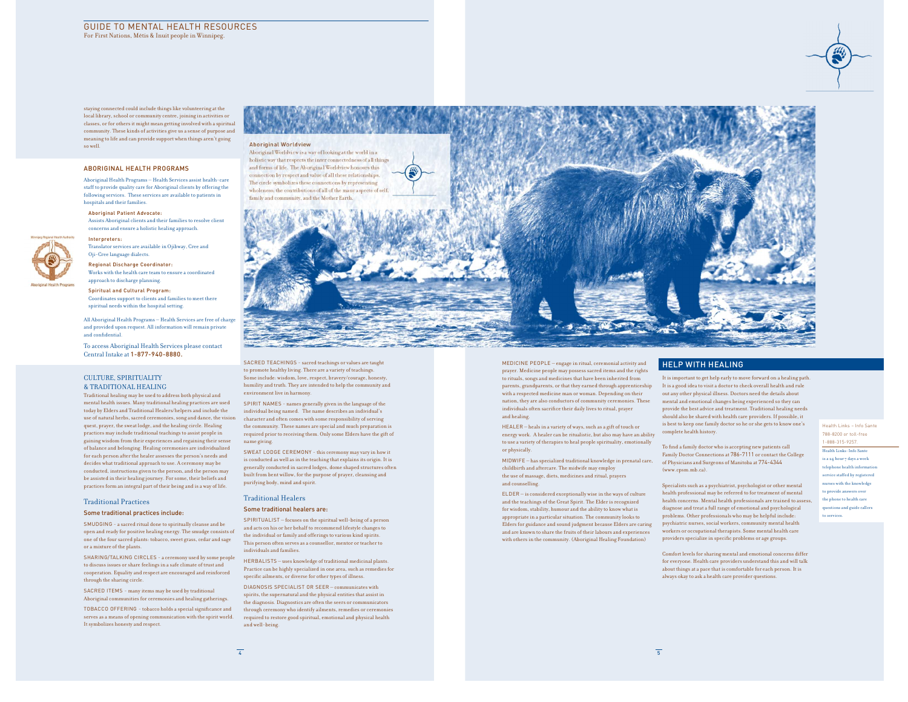# GUIDE TO MENTAL HEALTH RESOURCES

For First Nations, Métis & Inuit people in Winnipeg.

staying connected could include things like volunteering at the local library, school or community centre, joining in activities or classes, or for others it might mean getting involved with a spiritual community. These kinds of activities give us a sense of purpose and meaning to life and can provide support when things aren't going so well.

## ABORIGINAL HEALTH PROGRAMS

Aboriginal Health Programs – Health Services assist health-care staff to provide quality care for Aboriginal clients by offering the following services. These services are available to patients in hospitals and their families.

Winnipeg Regional Health Authority

Aboriginal Health Programs

**Aboriginal Patient Advocate:**
Assists Aboriginal clients and their families to resolve client concerns and ensure a holistic healing approach.

**Interpreters:**
Translator services are available in Ojibway, Cree and Oji-Cree language dialects.

**Regional Discharge Coordinator:**
Works with the health care team to ensure a coordinated approach to discharge planning.

**Spiritual and Cultural Program:**
Coordinates support to clients and families to meet there spiritual needs within the hospital setting.

All Aboriginal Health Programs – Health Services are free of charge and provided upon request. All information will remain private and confidential.

To access Aboriginal Health Services please contact Central Intake at 1-877-940-8880.

**Aboriginal Worldview**

Aboriginal Worldview is a way of looking at the world in a holistic way that respects the inter connectedness of all things and forms of life. The Aboriginal Worldview honours this connection by respect and value of all these relationships. The circle symbolizes these connections by representing wholeness, the contributions of all of the many aspects of self, family and community, and the Mother Earth.

## CULTURE, SPIRITUALITY & TRADITIONAL HEALING

Traditional healing may be used to address both physical and mental health issues. Many traditional healing practices are used today by Elders and Traditional Healers/helpers and include the use of natural herbs, sacred ceremonies, song and dance, the vision quest, prayer, the sweat lodge, and the healing circle. Healing practices may include traditional teachings to assist people in gaining wisdom from their experiences and regaining their sense of balance and belonging. Healing ceremonies are individualized for each person after the healer assesses the person's needs and decides what traditional approach to use. A ceremony may be conducted, instructions given to the person, and the person may be assisted in their healing journey. For some, their beliefs and practices form an integral part of their being and is a way of life.

### Traditional Practices

#### Some traditional practices include:

SMUDGING - a sacred ritual done to spiritually cleanse and be open and ready for positive healing energy. The smudge consists of one of the four sacred plants: tobacco, sweet grass, cedar and sage or a mixture of the plants.

SHARING/TALKING CIRCLES - a ceremony used by some people to discuss issues or share feelings in a safe climate of trust and cooperation. Equality and respect are encouraged and reinforced through the sharing circle.

SACRED ITEMS - many items may be used by traditional Aboriginal communities for ceremonies and healing gatherings.

TOBACCO OFFERING - tobacco holds a special significance and serves as a means of opening communication with the spirit world. It symbolizes honesty and respect.

SACRED TEACHINGS - sacred teachings or values are taught to promote healthy living. There are a variety of teachings. Some include: wisdom, love, respect, bravery/courage, honesty, humility and truth. They are intended to help the community and environment live in harmony.

SPIRIT NAMES - names generally given in the language of the individual being named. The name describes an individual's character and often comes with some responsibility of serving the community. These names are special and much preparation is required prior to receiving them. Only some Elders have the gift of name giving.

SWEAT LODGE CEREMONY - this ceremony may vary in how it is conducted as well as in the teaching that explains its origin. It is generally conducted in sacred lodges, dome shaped structures often built from bent willow, for the purpose of prayer, cleansing and purifying body, mind and spirit.

### Traditional Healers

#### Some traditional healers are:

SPIRITUALIST – focuses on the spiritual well-being of a person and acts on his or her behalf to recommend lifestyle changes to the individual or family and offerings to various kind spirits. This person often serves as a counsellor, mentor or teacher to individuals and families.

HERBALISTS – uses knowledge of traditional medicinal plants. Practice can be highly specialized in one area, such as remedies for specific ailments, or diverse for other types of illness.

DIAGNOSIS SPECIALIST OR SEER – communicates with spirits, the supernatural and the physical entities that assist in the diagnosis. Diagnostics are often the seers or communicators through ceremony who identify ailments, remedies or ceremonies required to restore good spiritual, emotional and physical health and well-being.

MEDICINE PEOPLE – engage in ritual, ceremonial activity and prayer. Medicine people may possess sacred items and the rights to rituals, songs and medicines that have been inherited from parents, grandparents, or that they earned through apprenticeship with a respected medicine man or woman. Depending on their nation, they are also conductors of community ceremonies. These individuals often sacrifice their daily lives to ritual, prayer and healing.

HEALER – heals in a variety of ways, such as a gift of touch or energy work. A healer can be ritualistic, but also may have an ability to use a variety of therapies to heal people spirituality, emotionally or physically.

MIDWIFE – has specialized traditional knowledge in prenatal care, childbirth and aftercare. The midwife may employ the use of massage, diets, medicines and ritual, prayers and counselling.

ELDER – is considered exceptionally wise in the ways of culture and the teachings of the Great Spirit. The Elder is recognized for wisdom, stability, humour and the ability to know what is appropriate in a particular situation. The community looks to Elders for guidance and sound judgment because Elders are caring and are known to share the fruits of their labours and experiences with others in the community. (Aboriginal Healing Foundation)

## HELP WITH HEALING

It is important to get help early to move forward on a healing path. It is a good idea to visit a doctor to check overall health and rule out any other physical illness. Doctors need the details about mental and emotional changes being experienced so they can provide the best advice and treatment. Traditional healing needs should also be shared with health care providers. If possible, it is best to keep one family doctor so he or she gets to know one's complete health history.

To find a family doctor who is accepting new patients call Family Doctor Connections at 786-7111 or contact the College of Physicians and Surgeons of Manitoba at 774-4344 (www.cpsm.mb.ca).

Specialists such as a psychiatrist, psychologist or other mental health professional may be referred to for treatment of mental health concerns. Mental health professionals are trained to assess, diagnose and treat a full range of emotional and psychological problems. Other professionals who may be helpful include: psychiatric nurses, social workers, community mental health workers or occupational therapists. Some mental health care providers specialize in specific problems or age groups.

Comfort levels for sharing mental and emotional concerns differ for everyone. Health care providers understand this and will talk about things at a pace that is comfortable for each person. It is always okay to ask a health care provider questions.

Health Links – Info Santé
788-8200 or toll-free
1-888-315-9257.

Health Links–Info Santé is a 24 hour 7 days a week telephone health information service staffed by registered nurses with the knowledge to provide answers over the phone to health care questions and guide callers to services.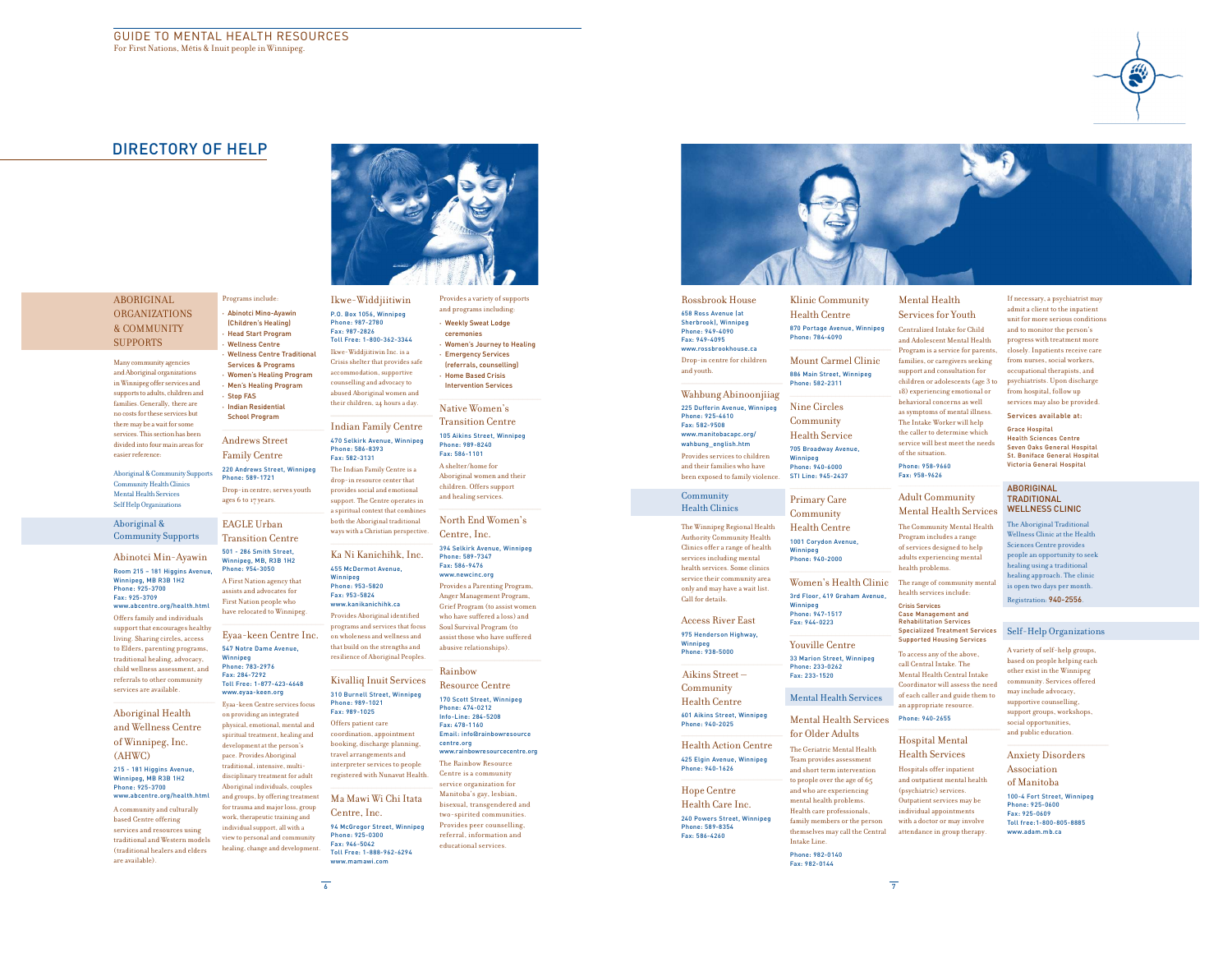# DIRECTORY OF HELP

## ABORIGINAL ORGANIZATIONS & COMMUNITY SUPPORTS

Many community agencies and Aboriginal organizations in Winnipeg offer services and supports to adults, children and families. Generally, there are no costs for these services but there may be a wait for some services. This section has been divided into four main areas for easier reference:

Aboriginal & Community Supports
Community Health Clinics
Mental Health Services
Self Help Organizations

## Aboriginal & Community Supports

### Abinotci Min-Ayawin

Room 215 – 181 Higgins Avenue, Winnipeg, MB R3B 1H2
Phone: 925-3700
Fax: 925-3709
www.abcentre.org/health.html

Offers family and individuals support that encourages healthy living. Sharing circles, access to Elders, parenting programs, traditional healing, advocacy, child wellness assessment, and referrals to other community services are available.

### Aboriginal Health and Wellness Centre of Winnipeg, Inc. (AHWC)

215 - 181 Higgins Avenue, Winnipeg, MB R3B 1H2
Phone: 925-3700
www.abcentre.org/health.html

A community and culturally based Centre offering services and resources using traditional and Western models (traditional healers and elders are available).

Programs include:

- Abinotci Mino-Ayawin (Children's Healing)
- Head Start Program
- Wellness Centre
- Wellness Centre Traditional Services & Programs
- Women's Healing Program
- Men's Healing Program
- Stop FAS
- Indian Residential School Program

### Andrews Street Family Centre

220 Andrews Street, Winnipeg
Phone: 589-1721

Drop-in centre; serves youth ages 6 to 17 years.

### EAGLE Urban Transition Centre

501 - 286 Smith Street, Winnipeg, MB, R3B 1H2
Phone: 954-3050

A First Nation agency that assists and advocates for First Nation people who have relocated to Winnipeg.

### Eyaa-keen Centre Inc.

547 Notre Dame Avenue, Winnipeg
Phone: 783-2976
Fax: 284-7292
Toll Free: 1-877-423-4648
www.eyaa-keen.org

Eyaa-keen Centre services focus on providing an integrated physical, emotional, mental and spiritual treatment, healing and development at the person's pace. Provides Aboriginal traditional, intensive, multi-disciplinary treatment for adult Aboriginal individuals, couples and groups, by offering treatment for trauma and major loss, group work, therapeutic training and individual support, all with a view to personal and community healing, change and development.

### Ikwe-Widdjiitiwin

P.O. Box 1056, Winnipeg
Phone: 987-2780
Fax: 987-2826
Toll Free: 1-800-362-3344

Ikwe-Widdjiitiwin Inc. is a Crisis shelter that provides safe accommodation, supportive counselling and advocacy to abused Aboriginal women and their children, 24 hours a day.

### Indian Family Centre

470 Selkirk Avenue, Winnipeg
Phone: 586-8393
Fax: 582-3131

The Indian Family Centre is a drop-in resource center that provides social and emotional support. The Centre operates in a spiritual context that combines both the Aboriginal traditional ways with a Christian perspective.

### Ka Ni Kanichihk, Inc.

455 McDermot Avenue, Winnipeg
Phone: 953-5820
Fax: 953-5824
www.kanikanichihk.ca

Provides Aboriginal identified programs and services that focus on wholeness and wellness and that build on the strengths and resilience of Aboriginal Peoples.

### Kivalliq Inuit Services

310 Burnell Street, Winnipeg
Phone: 989-1021
Fax: 989-1025

Offers patient care coordination, appointment booking, discharge planning, travel arrangements and interpreter services to people registered with Nunavut Health.

### Ma Mawi Wi Chi Itata Centre, Inc.

94 McGregor Street, Winnipeg
Phone: 925-0300
Fax: 946-5042
Toll Free: 1-888-962-6294
www.mamawi.com

Provides a variety of supports and programs including:

- Weekly Sweat Lodge ceremonies
- Women's Journey to Healing
- Emergency Services (referrals, counselling)
- Home Based Crisis Intervention Services

### Native Women's Transition Centre

105 Aikins Street, Winnipeg
Phone: 989-8240
Fax: 586-1101

A shelter/home for Aboriginal women and their children. Offers support and healing services.

### North End Women's Centre, Inc.

394 Selkirk Avenue, Winnipeg
Phone: 589-7347
Fax: 586-9476
www.newcinc.org

Provides a Parenting Program, Anger Management Program, Grief Program (to assist women who have suffered a loss) and Soul Survival Program (to assist those who have suffered abusive relationships).

### Rainbow Resource Centre

170 Scott Street, Winnipeg
Phone: 474-0212
Info-Line: 284-5208
Fax: 478-1160
Email: info@rainbowresourcecentre.org
www.rainbowresourcecentre.org

The Rainbow Resource Centre is a community service organization for Manitoba's gay, lesbian, bisexual, transgendered and two-spirited communities. Provides peer counselling, referral, information and educational services.

### Rossbrook House

658 Ross Avenue (at Sherbrook), Winnipeg
Phone: 949-4090
Fax: 949-4095
www.rossbrookhouse.ca

Drop-in centre for children and youth.

### Wahbung Abinoonjiiag

225 Dufferin Avenue, Winnipeg
Phone: 925-4610
Fax: 582-9508
www.manitobacapc.org/wahbung_english.htm

Provides services to children and their families who have been exposed to family violence.

## Community Health Clinics

The Winnipeg Regional Health Authority Community Health Clinics offer a range of health services including mental health services. Some clinics service their community area only and may have a wait list. Call for details.

### Access River East

975 Henderson Highway, Winnipeg
Phone: 938-5000

### Aikins Street – Community Health Centre

601 Aikins Street, Winnipeg
Phone: 940-2025

### Health Action Centre

425 Elgin Avenue, Winnipeg
Phone: 940-1626

### Hope Centre Health Care Inc.

240 Powers Street, Winnipeg
Phone: 589-8354
Fax: 586-4260

### Klinic Community Health Centre

870 Portage Avenue, Winnipeg
Phone: 784-4090

### Mount Carmel Clinic

886 Main Street, Winnipeg
Phone: 582-2311

### Nine Circles Community Health Service

705 Broadway Avenue, Winnipeg
Phone: 940-6000
STI Line: 945-2437

### Primary Care Community Health Centre

1001 Corydon Avenue, Winnipeg
Phone: 940-2000

### Women's Health Clinic

3rd Floor, 419 Graham Avenue, Winnipeg
Phone: 947-1517
Fax: 944-0223

### Youville Centre

33 Marion Street, Winnipeg
Phone: 233-0262
Fax: 233-1520

## Mental Health Services

### Mental Health Services for Older Adults

The Geriatric Mental Health Team provides assessment and short term intervention to people over the age of 65 and who are experiencing mental health problems. Health care professionals, family members or the person themselves may call the Central Intake Line.

Phone: 982-0140
Fax: 982-0144

### Mental Health Services for Youth

Centralized Intake for Child and Adolescent Mental Health Program is a service for parents, families, or caregivers seeking support and consultation for children or adolescents (age 3 to 18) experiencing emotional or behavioral concerns as well as symptoms of mental illness. The Intake Worker will help the caller to determine which service will best meet the needs of the situation.

Phone: 958-9660
Fax: 958-9626

### Adult Community Mental Health Services

The Community Mental Health Program includes a range of services designed to help adults experiencing mental health problems.

The range of community mental health services include:

Crisis Services
Case Management and Rehabilitation Services
Specialized Treatment Services
Supported Housing Services

To access any of the above, call Central Intake. The Mental Health Central Intake Coordinator will assess the need of each caller and guide them to an appropriate resource.

Phone: 940-2655

### Hospital Mental Health Services

Hospitals offer inpatient and outpatient mental health (psychiatric) services. Outpatient services may be individual appointments with a doctor or may involve attendance in group therapy.

If necessary, a psychiatrist may admit a client to the inpatient unit for more serious conditions and to monitor the person's progress with treatment more closely. Inpatients receive care from nurses, social workers, occupational therapists, and psychiatrists. Upon discharge from hospital, follow up services may also be provided.

Services available at:

Grace Hospital
Health Sciences Centre
Seven Oaks General Hospital
St. Boniface General Hospital
Victoria General Hospital

### ABORIGINAL TRADITIONAL WELLNESS CLINIC

The Aboriginal Traditional Wellness Clinic at the Health Sciences Centre provides people an opportunity to seek healing using a traditional healing approach. The clinic is open two days per month.

Registration: **940-2556**.

## Self-Help Organizations

A variety of self-help groups, based on people helping each other exist in the Winnipeg community. Services offered may include advocacy, supportive counselling, support groups, workshops, social opportunities, and public education.

### Anxiety Disorders Association of Manitoba

100-4 Fort Street, Winnipeg
Phone: 925-0600
Fax: 925-0609
Toll free:1-800-805-8885
www.adam.mb.ca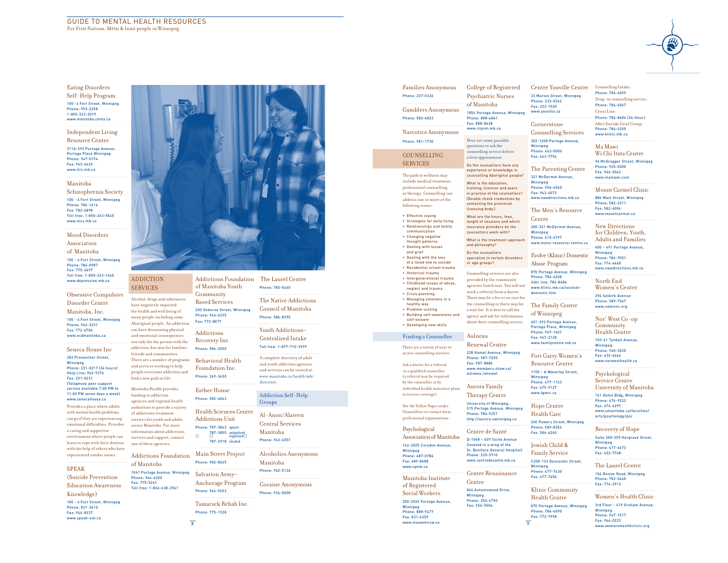Eating Disorders Self-Help Program
100- 4 Fort Street, Winnipeg
Phone: 953-2358
1-800-322-3019
www.manitoba.cmha.ca

Independent Living Resource Centre
311A-393 Portage Avenue, Portage Place Winnipeg
Phone: 947-0194
Fax: 943-6625
www.ilrc.mb.ca

Manitoba Schizophrenia Society
100 - 4 Fort Street, Winnipeg
Phone: 786-1616
Fax: 783-4898
Toll free: 1-800-263-5545
www.mss.mb.ca

Mood Disorders Association of Manitoba
100 - 4 Fort Street, Winnipeg
Phone: 786-0987
Fax: 775-3497
Toll free: 1-800-263-1460
www.depression.mb.ca

Obsessive Compulsive Disorder Centre Manitoba, Inc.
100 - 4 Fort Street, Winnipeg
Phone: 942-3331
Fax: 772-6706
www.ocdmanitoba.ca

Seneca House Inc
283 Provencher Street, Winnipeg
Phone: 231-0217 (24 hours)
Help Line: 942-9276
Fax: 231-0231
(Telephone peer support service available 7:00 PM to 11:00 PM seven days a week)
www.senecahouse.ca

Provides a place where adults with mental health problems can go if they are experiencing emotional difficulties. Provides a caring and supportive environment where people can learn to cope with their distress with the help of others who have experienced similar issues.

SPEAK (Suicide Prevention Education Awareness Knowledge)
100 - 4 Fort Street, Winnipeg
Phone: 831-3610
Fax: 944-8337
www.speak-out.ca

## ADDICTION SERVICES

Alcohol, drugs and substances have negatively impacted the health and well being of many people including some Aboriginal people. An addiction can have devastating physical and emotional consequences not only for the person with the addiction, but also for families, friends and communities. There are a number of programs and services working to help people overcome addiction and find a new path in life.

Manitoba Health provides funding to addiction agencies and regional health authorities to provide a variety of addictions treatment services for youth and adults across Manitoba. For more information about addictions services and support, contact one of these agencies:

Addictions Foundation of Manitoba
1041 Portage Avenue, Winnipeg
Phone: 944-6200
Fax: 775-5261
Toll free: 1-866-638-2561

Addictions Foundation of Manitoba Youth Community Based Services
200 Osborne Street, Winnipeg
Phone: 944-6235
Fax: 772-8077

Addictions Recovery Inc.
Phone: 586-2550

Behavioral Health Foundation Inc.
Phone: 269-3430

Esther House
Phone: 582-4043

Health Sciences Centre Addictions Unit
Phone: 787-3843 opiate
787-3855 outpatient inpatient
787-3918 alcohol

Main Street Project
Phone: 982-8245

Salvation Army– Anchorage Program
Phone: 946-9453

Tamarack Rehab Inc.
Phone: 775-1328

The Laurel Centre
Phone: 783-5460

The Native Addictions Council of Manitoba
Phone: 586-8395

Youth Addictions– Centralized Intake
Toll free: 1-877-710-3999

A complete directory of adult and youth addiction agencies and services can be viewed at: www.manitoba.ca/health/mh/directory.

### Addiction Self-Help Groups

Al-Anon/Alateen Central Services Manitoba
Phone: 943-6051

Alcoholics Anonymous Manitoba
Phone: 942-0126

Cocaine Anonymous
Phone: 936-0000

Families Anonymous
Phone: 237-0336

Gamblers Anonymous
Phone: 582-4823

Narcotics Anonymous
Phone: 981-1730

## COUNSELLING SERVICES

The path to wellness may include medical treatment, professional counselling, or therapy. Counselling can address one or more of the following issues:

- Effective coping
- Strategies for daily living
- Relationships and family communication
- Changing negative thought patterns
- Dealing with losses and grief
- Dealing with the loss of a loved one to suicide
- Residential school trauma
- Historical trauma
- Intergenerational trauma
- Childhood issues of abuse, neglect and trauma
- Crisis planning
- Managing emotions in a healthy way
- Problem-solving
- Building self-awareness and self-esteem
- Developing new skills

### Finding a Counsellor

There are a variety of ways to access counselling services:

Ask a doctor for a referral to a qualified counsellor (a referral may be required by the counsellor or by individual health insurance plans to receive coverage).

See the Yellow Pages under Counsellors or contact these professional organizations:

Psychological Association of Manitoba
162-2025 Corydon Avenue, Winnipeg
Phone: 487-0784
Fax: 489-8688
www.cpmb.ca

Manitoba Institute of Registered Social Workers
200-2033 Portage Avenue, Winnipeg
Phone: 888-9477
Fax: 831-6359
www.maswmirsw.ca

College of Registered Psychiatric Nurses of Manitoba
1854 Portage Avenue, Winnipeg
Phone: 888-4841
Fax: 888-8638
www.crpnm.mb.ca

Here are some possible questions to ask the counselling service before a first appointment.

Do the counsellors have any experience or knowledge in counselling Aboriginal people?

What is the education, training, licensor and years in practice of the counsellors? (Double check credentials by contacting the provincial licensing body.)

What are the hours, fees, length of sessions and which insurance providers do the counsellors work with?

What is the treatment approach and philosophy?

Do the counsellors specialize in certain disorders or age groups?

Counselling services are also provided by the community agencies listed next. You will not need a referral from a doctor. There may be a fee or no cost for the counselling or there may be a wait list. It is best to call the agency and ask for information about their counselling service.

Aulneau Renewal Centre
228 Hamel Avenue, Winnipeg
Phone: 987-7090
Fax: 987-8880
www.members.shaw.ca/aulneau.renewal

Aurora Family Therapy Centre
University of Winnipeg, 515 Portage Avenue, Winnipeg
Phone: 786-9251
http://aurora.uwinnipeg.ca

Centre de Santé
D-1048 – 409 Tache Avenue (located in a wing of the St. Boniface General Hospital)
Phone: 235-3910
www.centredesante.mb.ca

Centre Renaissance Centre
844 Autumnwood Drive, Winnipeg
Phone: 256-6750
Fax: 256-5504

Centre Youville Centre
33 Marion Street, Winnipeg
Phone: 233-0262
Fax: 233-1520
www.youville.ca

Cornerstone Counselling Services
302-1200 Portage Avenue, Winnipeg
Phone: 663-0050
Fax: 663-7754

The Parenting Centre
321 McDermot Avenue, Winnipeg
Phone: 956-6560
Fax: 943-4073
www.newdirections.mb.ca

The Men's Resource Centre
200-321 McDermot Avenue, Winnipeg
Phone: 415-6797
www.mens-resource-centre.ca

Evolve (Klinic) Domestic Abuse Program
870 Portage Avenue, Winnipeg
Phone: 784-4208
24hr line: 786-8686
www.klinic.mb.ca/counsel-domestic.htm

The Family Centre of Winnipeg
401-393 Portage Avenue, Portage Place, Winnipeg
Phone: 947-1401
Fax: 947-2128
www.familycentre.mb.ca

Fort Garry Women's Resource Centre
1150 – A Waverley Street, Winnipeg
Phone: 477-1123
Fax: 475-9127
www.fgwrc.ca

Hope Centre Health Care
240 Powers Street, Winnipeg
Phone: 589-8354
Fax: 586-4260

Jewish Child & Family Service
C200-123 Doncaster Street, Winnipeg
Phone: 477-7430
Fax: 477-7450

Klinic Community Health Centre
870 Portage Avenue, Winnipeg
Phone: 784-4090
Fax: 772-7998
Counselling Intake:
Phone: 784-4059
Drop-in counselling service:
Phone: 784-4067
Crisis Line:
Phone: 786-8686 (24-Hour)
After Suicide Grief Group:
Phone: 784-4200
www.klinic.mb.ca

Ma Mawi Wi Chi Itata Centre
94 McGreggor Street, Winnipeg
Phone: 925-0300
Fax: 946-5042
www.mamawi.com

Mount Carmel Clinic
886 Main Street, Winnipeg
Phone: 582-2311
Fax: 582-6006
www.mountcarmel.ca

New Directions for Children, Youth, Adults and Families
400 – 491 Portage Avenue, Winnipeg
Phone: 786-7051
Fax: 774-6468
www.newdirections.mb.ca

North End Women's Center
394 Selkirk Avenue
Phone: 589-7347
www.newcinc.org

Nor' West Co-op Community Health Centre
103-61 Tyndall Avenue, Winnipeg
Phone: 940-2020
Fax: 632-4666
www.norwesthealth.ca

Psychological Service Centre University of Manitoba
161 Dafoe Bldg, Winnipeg
Phone: 474-9222
Fax: 474-6297
www.umanitoba.ca/faculties/arts/psychology/psc

Recovery of Hope
Suite 300-309 Hargrave Street, Winnipeg
Phone: 477-4673
Fax: 453-7748

The Laurel Centre
104 Roslyn Road, Winnipeg
Phone: 783-5460
Fax: 774-2912

Women's Health Clinic
3rd Floor - 419 Graham Avenue, Winnipeg
Phone: 947-1517
Fax: 944-0223
www.womenshealthclinic.org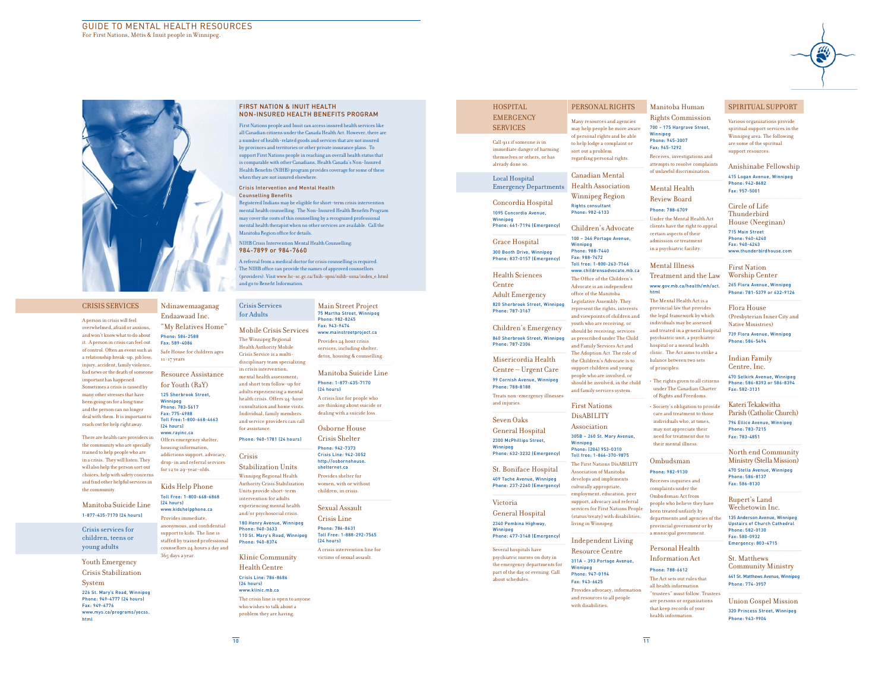## FIRST NATION & INUIT HEALTH NON-INSURED HEALTH BENEFITS PROGRAM

First Nations people and Inuit can access insured health services like all Canadian citizens under the Canada Health Act. However, there are a number of health-related goods and services that are not insured by provinces and territories or other private insurance plans. To support First Nations people in reaching an overall health status that is comparable with other Canadians, Health Canada's Non-Insured Health Benefits (NIHB) program provides coverage for some of these when they are not insured elsewhere.

### Crisis Intervention and Mental Health Counselling Benefits

Registered Indians may be eligible for short-term crisis intervention mental health counselling. The Non-Insured Health Benefits Program may cover the costs of this counselling by a recognized professional mental health therapist when no other services are available. Call the Manitoba Region office for details.

NIHB Crisis Intervention Mental Health Counselling:
**984-7899 or 984-7660**

A referral from a medical doctor for crisis counselling is required. The NIHB office can provide the names of approved counsellors (providers). Visit www.hc-sc.gc.ca/fnih-spni/nihb-ssna/index_e.html and go to Benefit Information.

## CRISIS SERVICES

A person in crisis will feel overwhelmed, afraid or anxious, and won't know what to do about it. A person in crisis can feel out of control. Often an event such as a relationship break-up, job loss, injury, accident, family violence, bad news or the death of someone important has happened. Sometimes a crisis is caused by many other stresses that have been going on for a long time and the person can no longer deal with them. It is important to reach out for help right away.

There are health care providers in the community who are specially trained to help people who are in a crisis. They will listen. They will also help the person sort out choices, help with safety concerns and find other helpful services in the community.

### Manitoba Suicide Line
1-877-435-7170 (24 hours)

## Crisis services for children, teens or young adults

### Youth Emergency Crisis Stabilization System
226 St. Mary's Road, Winnipeg
Phone: 949-4777 (24 hours)
Fax: 949-4776
www.mys.ca/programs/yecss.html

### Ndinawemaaganag Endaawaad Inc. "My Relatives Home"
Phone: 586-2588
Fax: 589-4086

Safe House for children ages 11–17 years

### Resource Assistance for Youth (RaY)
125 Sherbrook Street, Winnipeg
Phone: 783-5617
Fax: 775-4988
Toll Free:1-800-668-4663 (24 hours)
www.rayinc.ca

Offers emergency shelter, housing information, addictions support, advocacy, drop-in and referral services for 12 to 29-year-olds.

### Kids Help Phone
Toll Free: 1-800-668-6868 (24 hours)
www.kidshelpphone.ca

Provides immediate, anonymous, and confidential support to kids. The line is staffed by trained professional counsellors 24 hours a day and 365 days a year.

## Crisis Services for Adults

### Mobile Crisis Services
The Winnipeg Regional Health Authority Mobile Crisis Service is a multi-disciplinary team specializing in crisis intervention, mental health assessment; and short term follow-up for adults experiencing a mental health crisis. Offers 24-hour consultation and home visits. Individual, family members and service providers can call for assistance.

Phone: 940-1781 (24 hours)

### Crisis Stabilization Units
Winnipeg Regional Health Authority Crisis Stabilization Units provide short-term intervention for adults experiencing mental health and/or psychosocial crisis.

180 Henry Avenue, Winnipeg
Phone: 940-3633
110 St. Mary's Road, Winnipeg
Phone: 940-8374

### Klinic Community Health Centre
Crisis Line: 786-8686 (24 hours)
www.klinic.mb.ca

The crisis line is open to anyone who wishes to talk about a problem they are having.

### Main Street Project
75 Martha Street, Winnipeg
Phone: 982-8245
Fax: 943-9474
www.mainstreetproject.ca

Provides 24 hour crisis services, including shelter, detox, housing & counselling.

### Manitoba Suicide Line
Phone: 1-877-435-7170 (24 hours)

A crisis line for people who are thinking about suicide or dealing with a suicide loss.

### Osborne House Crisis Shelter
Phone: 942-7373
Crisis Line: 942-3052
http://osbornehouse.shelternet.ca

Provides shelter for women, with or without children, in crisis.

### Sexual Assault Crisis Line
Phone: 786-8631
Toll Free: 1-888-292-7565 (24 hours)

A crisis intervention line for victims of sexual assault.

## HOSPITAL EMERGENCY SERVICES

Call 911 if someone is in immediate danger of harming themselves or others, or has already done so.

## Local Hospital Emergency Departments

### Concordia Hospital
1095 Concordia Avenue, Winnipeg
Phone: 661-7194 (Emergency)

### Grace Hospital
300 Booth Drive, Winnipeg
Phone: 837-0157 (Emergency)

### Health Sciences Centre Adult Emergency
820 Sherbrook Street, Winnipeg
Phone: 787-3167

### Children's Emergency
840 Sherbrook Street, Winnipeg
Phone: 787-2306

### Misericordia Health Centre – Urgent Care
99 Cornish Avenue, Winnipeg
Phone: 788-8188

Treats non-emergency illnesses and injuries.

### Seven Oaks General Hospital
2300 McPhillips Street, Winnipeg
Phone: 632-3232 (Emergency)

### St. Boniface Hospital
409 Tache Avenue, Winnipeg
Phone: 237-2260 (Emergency)

### Victoria General Hospital
2340 Pembina Highway, Winnipeg
Phone: 477-3148 (Emergency)

Several hospitals have psychiatric nurses on duty in the emergency departments for part of the day or evening. Call about schedules.

## PERSONAL RIGHTS

Many resources and agencies may help people be more aware of personal rights and be able to help lodge a complaint or sort out a problem regarding personal rights.

### Canadian Mental Health Association Winnipeg Region
Rights consultant
Phone: 982-6133

### Children's Advocate
100 – 346 Portage Avenue, Winnipeg
Phone: 988-7440
Fax: 988-7472
Toll free: 1-800-263-7146
www.childrensadvocate.mb.ca

The Office of the Children's Advocate is an independent office of the Manitoba Legislative Assembly. They represent the rights, interests and viewpoints of children and youth who are receiving, or should be receiving, services as prescribed under The Child and Family Services Act and The Adoption Act. The role of the Children's Advocate is to support children and young people who are involved, or should be involved, in the child and family services system.

### First Nations DisABILITY Association
305B – 260 St. Mary Avenue, Winnipeg
Phone: (204) 953-0310
Toll free: 1-866-370-9875

The First Nations DisABILITY Association of Manitoba develops and implements culturally appropriate, employment, education, peer support, advocacy and referral services for First Nations People (status/treaty) with disabilities, living in Winnipeg.

### Independent Living Resource Centre
311A – 393 Portage Avenue, Winnipeg
Phone: 947-0194
Fax: 943-6625

Provides advocacy, information and resources to all people with disabilities.

### Manitoba Human Rights Commission
700 – 175 Hargrave Street, Winnipeg
Phone: 945-3007
Fax: 945-1292

Receives, investigations and attempts to resolve complaints of unlawful discrimination.

### Mental Health Review Board
Phone: 788-6709

Under the Mental Health Act clients have the right to appeal certain aspects of their admission or treatment in a psychiatric facility.

### Mental Illness Treatment and the Law
www.gov.mb.ca/health/mh/act.html

The Mental Health Act is a provincial law that provides the legal framework by which individuals may be assessed and treated in a general hospital psychiatric unit, a psychiatric hospital or a mental health clinic. The Act aims to strike a balance between two sets of principles:

- The rights given to all citizens under The Canadian Charter of Rights and Freedoms.
- Society's obligation to provide care and treatment to those individuals who, at times, may not appreciate their need for treatment due to their mental illness.

### Ombudsman
Phone: 982-9130

Receives inquiries and complaints under the Ombudsman Act from people who believe they have been treated unfairly by departments and agencies of the provincial government or by a municipal government.

### Personal Health Information Act
Phone: 788-6612

The Act sets out rules that all health information "trustees" must follow. Trustees are persons or organizations that keep records of your health information.

## SPIRITUAL SUPPORT

Various organizations provide spiritual support services in the Winnipeg area. The following are some of the spiritual support resources:

### Anishinabe Fellowship
415 Logan Avenue, Winnipeg
Phone: 942-8682
Fax: 957-5001

### Circle of Life Thunderbird House (Neeginan)
715 Main Street
Phone: 940-4240
Fax: 940-4243
www.thunderbirdhouse.com

### First Nation Worship Center
265 Flora Avenue, Winnipeg
Phone: 781-5379 or 632-9126

### Flora House
(Presbyterian Inner City and Native Ministries)

739 Flora Avenue, Winnipeg
Phone: 586-5494

### Indian Family Centre, Inc.
470 Selkirk Avenue, Winnipeg
Phone: 586-8393 or 586-8394
Fax: 582-3131

### Kateri Tekakwitha Parish (Catholic Church)
794 Ellice Avenue, Winnipeg
Phone: 783-7215
Fax: 783-4851

### North end Community Ministry (Stella Mission)
470 Stella Avenue, Winnipeg
Phone: 586-8137
Fax: 586-8130

### Rupert's Land Wechetowin Inc.
135 Anderson Avenue, Winnipeg
Upstairs of Church Cathedral
Phone: 582-0130
Fax: 580-0932
Emergency: 803-4715

### St. Matthews Community Ministry
641 St. Matthews Avenue, Winnipeg
Phone: 774-3957

### Union Gospel Mission
320 Princess Street, Winnipeg
Phone: 943-9904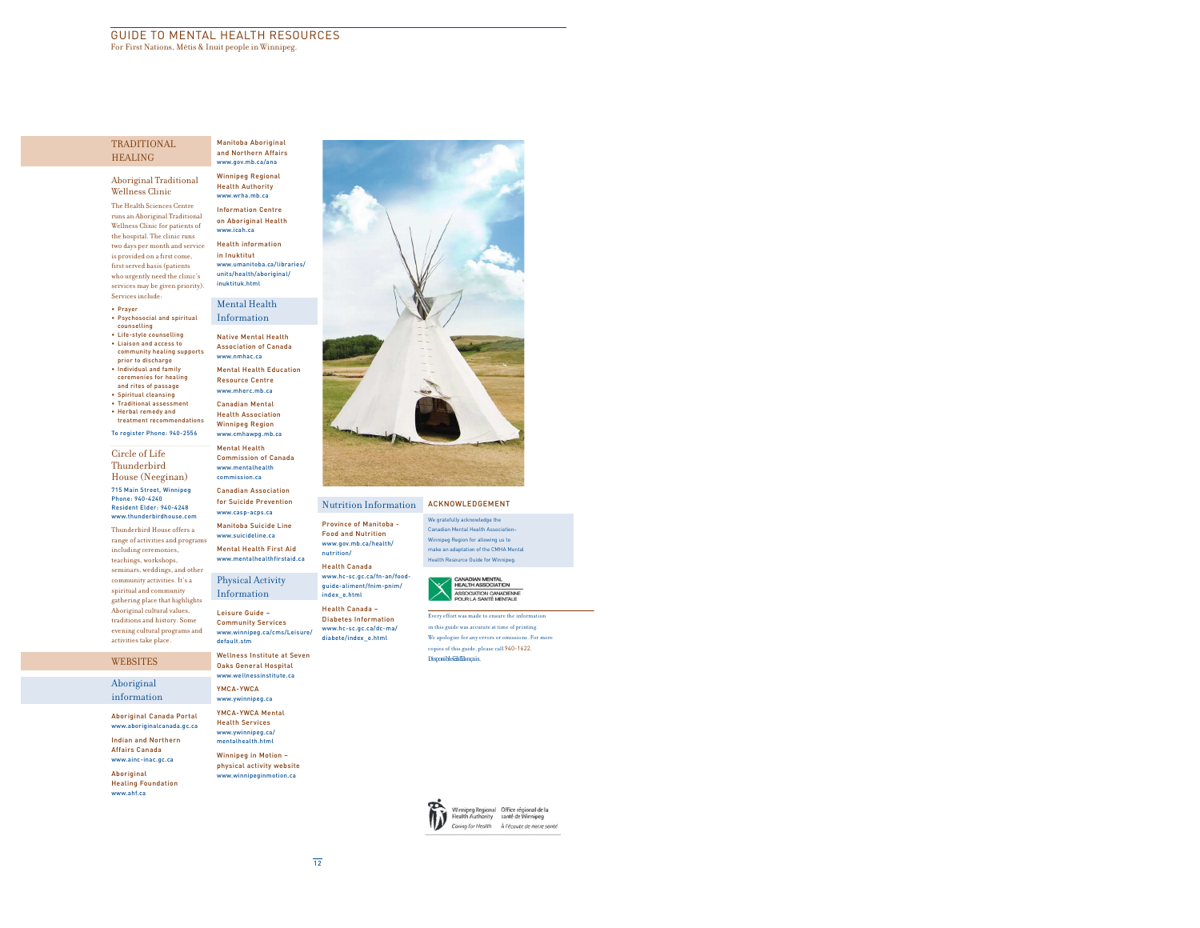# GUIDE TO MENTAL HEALTH RESOURCES

For First Nations, Métis & Inuit people in Winnipeg.

## TRADITIONAL HEALING

### Aboriginal Traditional Wellness Clinic

The Health Sciences Centre runs an Aboriginal Traditional Wellness Clinic for patients of the hospital. The clinic runs two days per month and service is provided on a first come, first served basis (patients who urgently need the clinic's services may be given priority). Services include:

- Prayer
- Psychosocial and spiritual counselling
- Life-style counselling
- Liaison and access to community healing supports prior to discharge
- Individual and family ceremonies for healing and rites of passage
- Spiritual cleansing
- Traditional assessment
- Herbal remedy and treatment recommendations

To register Phone: 940-2556

### Circle of Life Thunderbird House (Neeginan)

715 Main Street, Winnipeg
Phone: 940-4240
Resident Elder: 940-4248
www.thunderbirdhouse.com

Thunderbird House offers a range of activities and programs including ceremonies, teachings, workshops, seminars, weddings, and other community activities. It's a spiritual and community gathering place that highlights Aboriginal cultural values, traditions and history. Some evening cultural programs and activities take place.

## WEBSITES

### Aboriginal information

Aboriginal Canada Portal
www.aboriginalcanada.gc.ca

Indian and Northern Affairs Canada
www.ainc-inac.gc.ca

Aboriginal Healing Foundation
www.ahf.ca

Manitoba Aboriginal and Northern Affairs
www.gov.mb.ca/ana

Winnipeg Regional Health Authority
www.wrha.mb.ca

Information Centre on Aboriginal Health
www.icah.ca

Health information in Inuktitut
www.umanitoba.ca/libraries/units/health/aboriginal/inuktituk.html

### Mental Health Information

Native Mental Health Association of Canada
www.nmhac.ca

Mental Health Education Resource Centre
www.mherc.mb.ca

Canadian Mental Health Association Winnipeg Region
www.cmhawpg.mb.ca

Mental Health Commission of Canada
www.mentalhealthcommission.ca

Canadian Association for Suicide Prevention
www.casp-acps.ca

Manitoba Suicide Line
www.suicideline.ca

Mental Health First Aid
www.mentalhealthfirstaid.ca

### Physical Activity Information

Leisure Guide – Community Services
www.winnipeg.ca/cms/Leisure/default.stm

Wellness Institute at Seven Oaks General Hospital
www.wellnessinstitute.ca

YMCA-YWCA
www.ywinnipeg.ca

YMCA-YWCA Mental Health Services
www.ywinnipeg.ca/mentalhealth.html

Winnipeg in Motion – physical activity website
www.winnipeginmotion.ca

### Nutrition Information

Province of Manitoba - Food and Nutrition
www.gov.mb.ca/health/nutrition/

Health Canada
www.hc-sc.gc.ca/fn-an/food-guide-aliment/fnim-pnim/index_e.html

Health Canada – Diabetes Information
www.hc-sc.gc.ca/dc-ma/diabete/index_e.html

## ACKNOWLEDGEMENT

We gratefully acknowledge the Canadian Mental Health Association–Winnipeg Region for allowing us to make an adaptation of the CMHA Mental Health Resource Guide for Winnipeg.

CANADIAN MENTAL HEALTH ASSOCIATION
ASSOCIATION CANADIENNE POUR LA SANTÉ MENTALE

Every effort was made to ensure the information in this guide was accurate at time of printing. We apologize for any errors or omissions. For more copies of this guide, please call 940-1622.

Disponible en français.

Winnipeg Regional Health Authority
Office régional de la santé de Winnipeg
Caring for Health
À l'écoute de notre santé